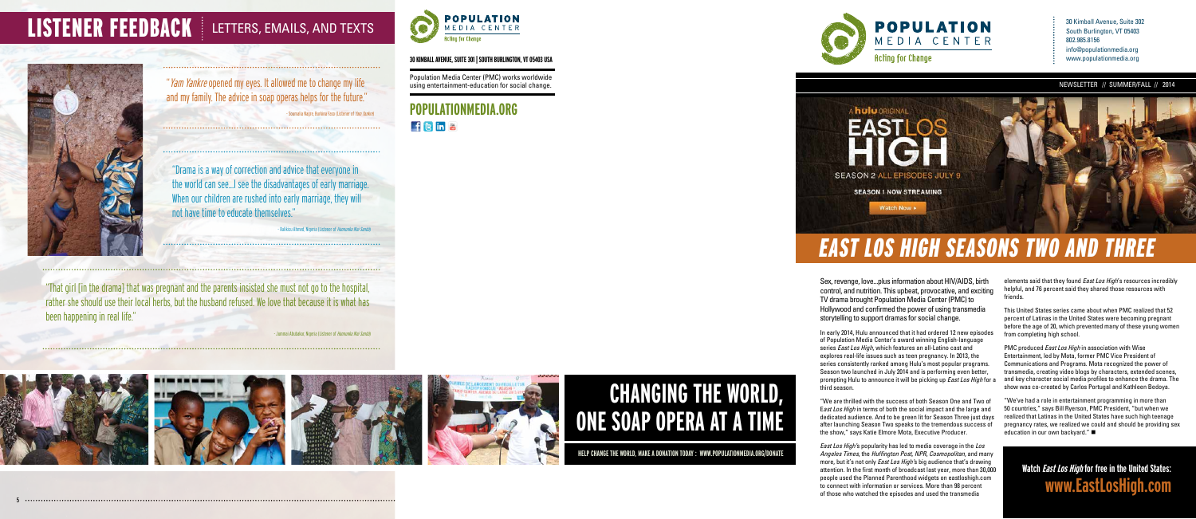# LISTENER FEEDBACK | LETTERS, EMAILS, AND TEXTS

"*Yam Yankre* opened my eyes. It allowed me to change my life and my family. The advice in soap operas helps for the future."

- Soumaila Nagre, Burkina Faso (Listener of *Yam Yankre*)

"Drama is a way of correction and advice that everyone in the world can see...I see the disadvantages of early marriage. When our children are rushed into early marriage, they will not have time to educate themselves."

- Bakkicu Ahmed, Nigeria (Listener of *Ilamunka Mai Sandih*)

"That girl [in the drama] that was pregnant and the parents insisted she must not go to the hospital, rather she should use their local herbs, but the husband refused. We love that because it is what has been happening in real life."

- Jammai Abubakar, Nigeria (Listener of *Ilamunka Mai Sandih*)

# CHANGING THE WORLD, ONE SOAP OPERA AT A TIME

HELP CHANGE THE WORLD, MAKE A DONATION TODAY : WWW.POPULATIONMEDIA.ORG/DONATE

POPULATION MEDIA CENTER
Acting for Change

30 KIMBALL AVENUE, SUITE 301 | SOUTH BURLINGTON, VT 05403 USA

Population Media Center (PMC) works worldwide using entertainment-education for social change.

## POPULATIONMEDIA.ORG

---

POPULATION MEDIA CENTER
Acting for Change

30 Kimball Avenue, Suite 302
South Burlington, VT 05403
802.985.8156
info@populationmedia.org
www.populationmedia.org

NEWSLETTER // SUMMER/FALL // 2014

A hulu ORIGINAL
EAST LOS HIGH
SEASON 2 ALL EPISODES JULY 9
SEASON 1 NOW STREAMING
Watch Now ▸

# *EAST LOS HIGH SEASONS TWO AND THREE*

Sex, revenge, love...plus information about HIV/AIDS, birth control, and nutrition. This upbeat, provocative, and exciting TV drama brought Population Media Center (PMC) to Hollywood and confirmed the power of using transmedia storytelling to support dramas for social change.

In early 2014, Hulu announced that it had ordered 12 new episodes of Population Media Center's award winning English-language series *East Los High*, which features an all-Latino cast and explores real-life issues such as teen pregnancy. In 2013, the series consistently ranked among Hulu's most popular programs. Season two launched in July 2014 and is performing even better, prompting Hulu to announce it will be picking up *East Los High* for a third season.

"We are thrilled with the success of both Season One and Two of *East Los High* in terms of both the social impact and the large and dedicated audience. And to be green lit for Season Three just days after launching Season Two speaks to the tremendous success of the show," says Katie Elmore Mota, Executive Producer.

*East Los High*'s popularity has led to media coverage in the *Los Angeles Times*, the *Huffington Post*, *NPR*, *Cosmopolitan*, and many more, but it's not only *East Los High*'s big audience that's drawing attention. In the first month of broadcast last year, more than 30,000 people used the Planned Parenthood widgets on eastloshigh.com to connect with information or services. More than 98 percent of those who watched the episodes and used the transmedia elements said that they found *East Los High*'s resources incredibly helpful, and 76 percent said they shared those resources with friends.

This United States series came about when PMC realized that 52 percent of Latinas in the United States were becoming pregnant before the age of 20, which prevented many of these young women from completing high school.

PMC produced *East Los High* in association with Wise Entertainment, led by Mota, former PMC Vice President of Communications and Programs. Mota recognized the power of transmedia, creating video blogs by characters, extended scenes, and key character social media profiles to enhance the drama. The show was co-created by Carlos Portugal and Kathleen Bedoya.

"We've had a role in entertainment programming in more than 50 countries," says Bill Ryerson, PMC President, "but when we realized that Latinas in the United States have such high teenage pregnancy rates, we realized we could and should be providing sex education in our own backyard." ■

**Watch *East Los High* for free in the United States:**
**www.EastLosHigh.com**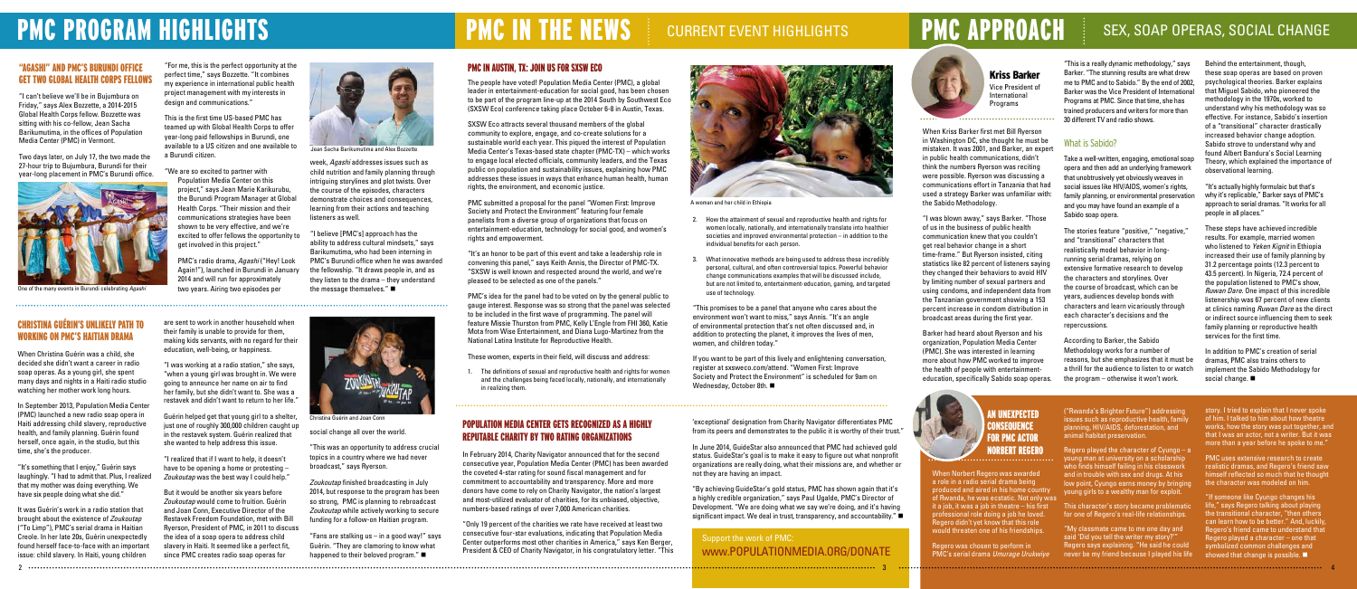# PMC PROGRAM HIGHLIGHTS

## "AGASHI" AND PMC'S BURUNDI OFFICE GET TWO GLOBAL HEALTH CORPS FELLOWS

"I can't believe we'll be in Bujumbura on Friday," says Alex Bozzette, a 2014-2015 Global Health Corps fellow. Bozzette was sitting with his co-fellow, Jean Sacha Barikumutima, in the offices of Population Media Center (PMC) in Vermont.

Two days later, on July 17, the two made the 27-hour trip to Bujumbura, Burundi for their year-long placement in PMC's Burundi office.

One of the many events in Burundi celebrating *Agashi*

"For me, this is the perfect opportunity at the perfect time," says Bozzette. "It combines my experience in international public health project management with my interests in design and communications."

This is the first time US-based PMC has teamed up with Global Health Corps to offer year-long paid fellowships in Burundi, one available to a US citizen and one available to a Burundi citizen.

"We are so excited to partner with Population Media Center on this project," says Jean Marie Karikurubu, the Burundi Program Manager at Global Health Corps. "Their mission and their communications strategies have been shown to be very effective, and we're excited to offer fellows the opportunity to get involved in this project."

PMC's radio drama, *Agashi* ("Hey! Look Again!"), launched in Burundi in January 2014 and will run for approximately two years. Airing two episodes per

Jean Sacha Barikumutima and Alex Bozzette

week, *Agashi* addresses issues such as child nutrition and family planning through intriguing storylines and plot twists. Over the course of the episodes, characters demonstrate choices and consequences, learning from their actions and teaching listeners as well.

"I believe [PMC's] approach has the ability to address cultural mindsets," says Barikumutima, who had been interning in PMC's Burundi office when he was awarded the fellowship. "It draws people in, and as they listen to the drama – they understand the message themselves." ■

## CHRISTINA GUÉRIN'S UNLIKELY PATH TO WORKING ON PMC'S HAITIAN DRAMA

When Christina Guérin was a child, she decided she didn't want a career in radio soap operas. As a young girl, she spent many days and nights in a Haiti radio studio watching her mother work long hours.

In September 2013, Population Media Center (PMC) launched a new radio soap opera in Haiti addressing child slavery, reproductive health, and family planning. Guérin found herself, once again, in the studio, but this time, she's the producer.

"It's something that I enjoy," Guérin says laughingly. "I had to admit that. Plus, I realized that my mother was doing everything. We have six people doing what she did."

It was Guérin's work in a radio station that brought about the existence of *Zoukoutap* ("To Limp"), PMC's serial drama in Haitian Creole. In her late 20s, Guérin unexpectedly found herself face-to-face with an important issue: child slavery. In Haiti, young children

are sent to work in another household when their family is unable to provide for them, making kids servants, with no regard for their education, well-being, or happiness.

"I was working at a radio station," she says, "when a young girl was brought in. We were going to announce her name on air to find her family, but she didn't want to. She was a restavek and didn't want to return to her life."

Guérin helped get that young girl to a shelter, just one of roughly 300,000 children caught up in the restavek system. Guérin realized that she wanted to help address this issue.

"I realized that if I want to help, it doesn't have to be opening a home or protesting – *Zoukoutap* was the best way I could help."

But it would be another six years before *Zoukoutap* would come to fruition. Guérin and Joan Conn, Executive Director of the Restavek Freedom Foundation, met with Bill Ryerson, President of PMC, in 2011 to discuss the idea of a soap opera to address child slavery in Haiti. It seemed like a perfect fit, since PMC creates radio soap operas for

Christina Guérin and Joan Conn

social change all over the world.

"This was an opportunity to address crucial topics in a country where we had never broadcast," says Ryerson.

*Zoukoutap* finished broadcasting in July 2014, but response to the program has been so strong, PMC is planning to rebroadcast *Zoukoutap* while actively working to secure funding for a follow-on Haitian program.

"Fans are stalking us – in a good way!" says Guérin. "They are clamoring to know what happened to their beloved program." ■

# PMC IN THE NEWS | CURRENT EVENT HIGHLIGHTS

## PMC IN AUSTIN, TX: JOIN US FOR SXSW ECO

The people have voted! Population Media Center (PMC), a global leader in entertainment-education for social good, has been chosen to be part of the program line-up at the 2014 South by Southwest Eco (SXSW Eco) conference taking place October 6-8 in Austin, Texas.

SXSW Eco attracts several thousand members of the global community to explore, engage, and co-create solutions for a sustainable world each year. This piqued the interest of Population Media Center's Texas-based state chapter (PMC-TX) – which works to engage local elected officials, community leaders, and the Texas public on population and sustainability issues, explaining how PMC addresses these issues in ways that enhance human health, human rights, the environment, and economic justice.

PMC submitted a proposal for the panel "Women First: Improve Society and Protect the Environment" featuring four female panelists from a diverse group of organizations that focus on entertainment-education, technology for social good, and women's rights and empowerment.

"It's an honor to be part of this event and take a leadership role in convening this panel," says Keith Annis, the Director of PMC-TX. "SXSW is well known and respected around the world, and we're pleased to be selected as one of the panels."

PMC's idea for the panel had to be voted on by the general public to gauge interest. Response was so strong that the panel was selected to be included in the first wave of programming. The panel will feature Missie Thurston from PMC, Kelly L'Engle from FHI 360, Katie Mota from Wise Entertainment, and Diana Lugo-Martinez from the National Latina Institute for Reproductive Health.

These women, experts in their field, will discuss and address:

1. The definitions of sexual and reproductive health and rights for women and the challenges being faced locally, nationally, and internationally in realizing them.

A woman and her child in Ethiopia

2. How the attainment of sexual and reproductive health and rights for women locally, nationally, and internationally translate into healthier societies and improved environmental protection – in addition to the individual benefits for each person.
3. What innovative methods are being used to address these incredibly personal, cultural, and often controversial topics. Powerful behavior change communications examples that will be discussed include, but are not limited to, entertainment-education, gaming, and targeted use of technology.

"This promises to be a panel that anyone who cares about the environment won't want to miss," says Annis. "It's an angle of environmental protection that's not often discussed and, in addition to protecting the planet, it improves the lives of men, women, and children today."

If you want to be part of this lively and enlightening conversation, register at sxsweco.com/attend. "Women First: Improve Society and Protect the Environment" is scheduled for 9am on Wednesday, October 8th. ■

## POPULATION MEDIA CENTER GETS RECOGNIZED AS A HIGHLY REPUTABLE CHARITY BY TWO RATING ORGANIZATIONS

In February 2014, Charity Navigator announced that for the second consecutive year, Population Media Center (PMC) has been awarded the coveted 4-star rating for sound fiscal management and for commitment to accountability and transparency. More and more donors have come to rely on Charity Navigator, the nation's largest and most-utilized evaluator of charities, for its unbiased, objective, numbers-based ratings of over 7,000 American charities.

"Only 19 percent of the charities we rate have received at least two consecutive four-star evaluations, indicating that Population Media Center outperforms most other charities in America," says Ken Berger, President & CEO of Charity Navigator, in his congratulatory letter. "This 'exceptional' designation from Charity Navigator differentiates PMC from its peers and demonstrates to the public it is worthy of their trust."

In June 2014, GuideStar also announced that PMC had achieved gold status. GuideStar's goal is to make it easy to figure out what nonprofit organizations are really doing, what their missions are, and whether or not they are having an impact.

"By achieving GuideStar's gold status, PMC has shown again that it's a highly credible organization," says Paul Ugalde, PMC's Director of Development. "We are doing what we say we're doing, and it's having significant impact. We deal in trust, transparency, and accountability." ■

Support the work of PMC:
www.POPULATIONMEDIA.ORG/DONATE

# PMC APPROACH | SEX, SOAP OPERAS, SOCIAL CHANGE

**Kriss Barker**
Vice President of International Programs

When Kriss Barker first met Bill Ryerson in Washington DC, she thought he must be mistaken. It was 2001, and Barker, an expert in public health communications, didn't think the numbers Ryerson was reciting were possible. Ryerson was discussing a communications effort in Tanzania that had used a strategy Barker was unfamiliar with: the Sabido Methodology.

"I was blown away," says Barker. "Those of us in the business of public health communication knew that you couldn't get real behavior change in a short time-frame." But Ryerson insisted, citing statistics like 82 percent of listeners saying they changed their behaviors to avoid HIV by limiting number of sexual partners and using condoms, and independent data from the Tanzanian government showing a 153 percent increase in condom distribution in broadcast areas during the first year.

Barker had heard about Ryerson and his organization, Population Media Center (PMC). She was interested in learning more about how PMC worked to improve the health of people with entertainment-education, specifically Sabido soap operas.

"This is a really dynamic methodology," says Barker. "The stunning results are what drew me to PMC and to Sabido." By the end of 2002, Barker was the Vice President of International Programs at PMC. Since that time, she has trained producers and writers for more than 30 different TV and radio shows.

### What is Sabido?

Take a well-written, engaging, emotional soap opera and then add an underlying framework that unobtrusively yet obviously weaves in social issues like HIV/AIDS, women's rights, family planning, or environmental preservation and you may have found an example of a Sabido soap opera.

The stories feature "positive," "negative," and "transitional" characters that realistically model behavior in long-running serial dramas, relying on extensive formative research to develop the characters and storylines. Over the course of broadcast, which can be years, audiences develop bonds with characters and learn vicariously through each character's decision and the repercussions.

According to Barker, the Sabido Methodology works for a number of reasons, but she emphasizes that it must be a thrill for the audience to listen to or watch the program – otherwise it won't work.

Behind the entertainment, though, these soap operas are based on proven psychological theories. Barker explains that Miguel Sabido, who pioneered the methodology in the 1970s, worked to understand why his methodology was so effective. For instance, Sabido's insertion of a "transitional" character drastically increased behavior change adoption. Sabido strove to understand why and found Albert Bandura's Social Learning Theory, which explained the importance of observational learning.

"It's actually highly formulaic but that's why it's replicable," Barker says of PMC's approach to serial dramas. "It works for all people in all places."

These steps have achieved incredible results. For example, married women who listened to *Yeken Kignit* in Ethiopia increased their use of family planning by 31.2 percentage points (12.3 percent to 43.5 percent). In Nigeria, 72.4 percent of the population listened to PMC's show, *Ruwan Dare*. One impact of this incredible listenership was 67 percent of new clients at clinics naming *Ruwan Dare* as the direct or indirect source influencing them to seek family planning or reproductive health services for the first time.

In addition to PMC's creation of serial dramas, PMC also trains others to implement the Sabido Methodology for social change. ■

## AN UNEXPECTED CONSEQUENCE FOR PMC ACTOR NORBERT REGERO

When Norbert Regero was awarded a role in a radio serial drama being produced and aired in his home country of Rwanda, he was ecstatic. Not only was it a job, it was a job in theatre – his first professional role doing a job he loved. Regero didn't yet know that this role would threaten one of his friendships.

Regero was chosen to perform in PMC's serial drama *Umurage Urukwiye* ("Rwanda's Brighter Future") addressing issues such as reproductive health, family planning, HIV/AIDS, deforestation, and animal habitat preservation.

Regero played the character of Cyungo – a young man at university on a scholarship who finds himself failing in his classwork and in trouble with sex and drugs. At his low point, Cyungo earns money by bringing young girls to a wealthy man for exploit.

This character's story became problematic for one of Regero's real-life relationships.

"My classmate came to me one day and said 'Did you tell the writer my story?'" Regero says explaining. "He said he could never be my friend because I played his life story. I tried to explain that I never spoke of him. I talked to him about how theatre works, how the story was put together, and that I was an actor, not a writer. But it was more than a year before he spoke to me."

PMC uses extensive research to create realistic dramas, and Regero's friend saw himself reflected so much that he thought the character was modeled on him.

"If someone like Cyungo changes his life," says Regero talking about playing the transitional character, "then others can learn how to be better." And, luckily, Regero's friend came to understand that Regero played a character – one that symbolized common challenges and showed that change is possible. ■